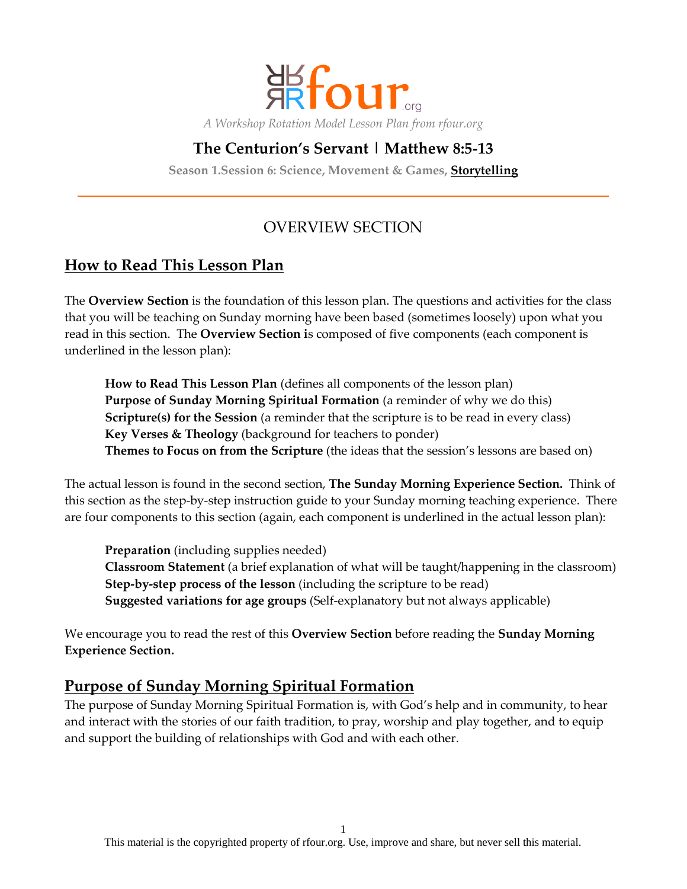*A Workshop Rotation Model Lesson Plan from rfour.org*

# The Centurion's Servant | Matthew 8:5-13

**Season 1.Session 6: Science, Movement & Games, Storytelling**

---

## OVERVIEW SECTION

## How to Read This Lesson Plan

The **Overview Section** is the foundation of this lesson plan. The questions and activities for the class that you will be teaching on Sunday morning have been based (sometimes loosely) upon what you read in this section. The **Overview Section i**s composed of five components (each component is underlined in the lesson plan):

> **How to Read This Lesson Plan** (defines all components of the lesson plan)
> **Purpose of Sunday Morning Spiritual Formation** (a reminder of why we do this)
> **Scripture(s) for the Session** (a reminder that the scripture is to be read in every class)
> **Key Verses & Theology** (background for teachers to ponder)
> **Themes to Focus on from the Scripture** (the ideas that the session's lessons are based on)

The actual lesson is found in the second section, **The Sunday Morning Experience Section.** Think of this section as the step-by-step instruction guide to your Sunday morning teaching experience. There are four components to this section (again, each component is underlined in the actual lesson plan):

> **Preparation** (including supplies needed)
> **Classroom Statement** (a brief explanation of what will be taught/happening in the classroom)
> **Step-by-step process of the lesson** (including the scripture to be read)
> **Suggested variations for age groups** (Self-explanatory but not always applicable)

We encourage you to read the rest of this **Overview Section** before reading the **Sunday Morning Experience Section.**

## Purpose of Sunday Morning Spiritual Formation

The purpose of Sunday Morning Spiritual Formation is, with God's help and in community, to hear and interact with the stories of our faith tradition, to pray, worship and play together, and to equip and support the building of relationships with God and with each other.

This material is the copyrighted property of rfour.org. Use, improve and share, but never sell this material.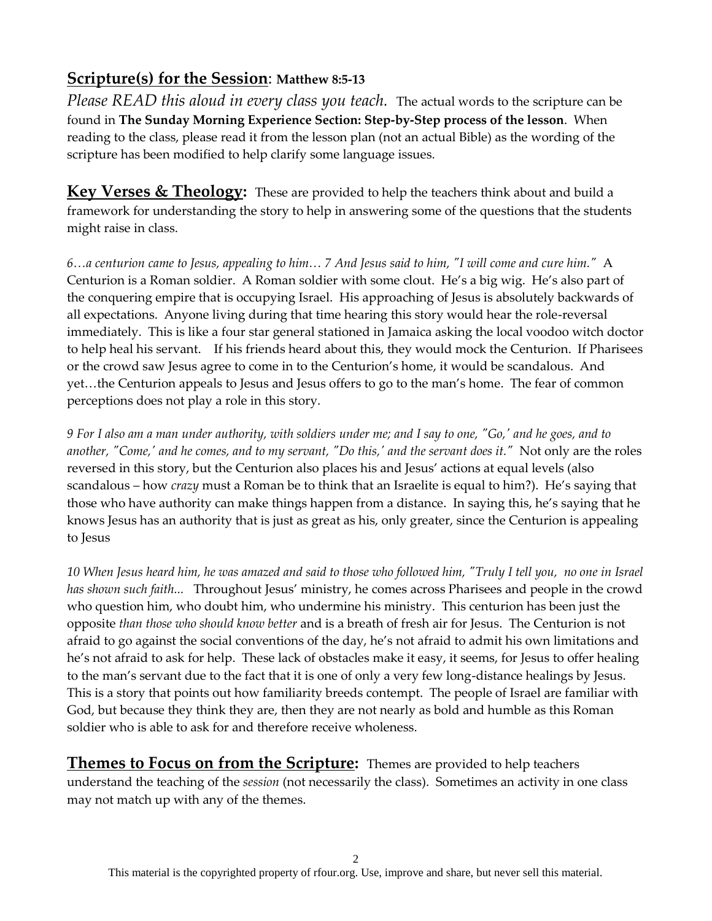## **Scripture(s) for the Session**: **Matthew 8:5-13**

*Please READ this aloud in every class you teach.* The actual words to the scripture can be found in **The Sunday Morning Experience Section: Step-by-Step process of the lesson**. When reading to the class, please read it from the lesson plan (not an actual Bible) as the wording of the scripture has been modified to help clarify some language issues.

## **Key Verses & Theology:**

These are provided to help the teachers think about and build a framework for understanding the story to help in answering some of the questions that the students might raise in class.

*6…a centurion came to Jesus, appealing to him… 7 And Jesus said to him, "I will come and cure him."* A Centurion is a Roman soldier. A Roman soldier with some clout. He's a big wig. He's also part of the conquering empire that is occupying Israel. His approaching of Jesus is absolutely backwards of all expectations. Anyone living during that time hearing this story would hear the role-reversal immediately. This is like a four star general stationed in Jamaica asking the local voodoo witch doctor to help heal his servant. If his friends heard about this, they would mock the Centurion. If Pharisees or the crowd saw Jesus agree to come in to the Centurion's home, it would be scandalous. And yet…the Centurion appeals to Jesus and Jesus offers to go to the man's home. The fear of common perceptions does not play a role in this story.

*9 For I also am a man under authority, with soldiers under me; and I say to one, "Go,' and he goes, and to another, "Come,' and he comes, and to my servant, "Do this,' and the servant does it."* Not only are the roles reversed in this story, but the Centurion also places his and Jesus' actions at equal levels (also scandalous – how *crazy* must a Roman be to think that an Israelite is equal to him?). He's saying that those who have authority can make things happen from a distance. In saying this, he's saying that he knows Jesus has an authority that is just as great as his, only greater, since the Centurion is appealing to Jesus

*10 When Jesus heard him, he was amazed and said to those who followed him, "Truly I tell you, no one in Israel has shown such faith...* Throughout Jesus' ministry, he comes across Pharisees and people in the crowd who question him, who doubt him, who undermine his ministry. This centurion has been just the opposite *than those who should know better* and is a breath of fresh air for Jesus. The Centurion is not afraid to go against the social conventions of the day, he's not afraid to admit his own limitations and he's not afraid to ask for help. These lack of obstacles make it easy, it seems, for Jesus to offer healing to the man's servant due to the fact that it is one of only a very few long-distance healings by Jesus. This is a story that points out how familiarity breeds contempt. The people of Israel are familiar with God, but because they think they are, then they are not nearly as bold and humble as this Roman soldier who is able to ask for and therefore receive wholeness.

## **Themes to Focus on from the Scripture:**

Themes are provided to help teachers understand the teaching of the *session* (not necessarily the class). Sometimes an activity in one class may not match up with any of the themes.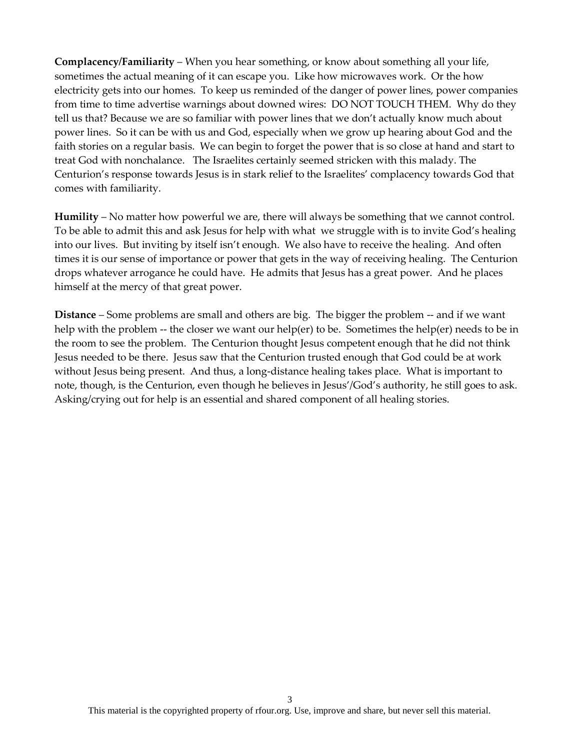**Complacency/Familiarity** – When you hear something, or know about something all your life, sometimes the actual meaning of it can escape you. Like how microwaves work. Or the how electricity gets into our homes. To keep us reminded of the danger of power lines, power companies from time to time advertise warnings about downed wires: DO NOT TOUCH THEM. Why do they tell us that? Because we are so familiar with power lines that we don't actually know much about power lines. So it can be with us and God, especially when we grow up hearing about God and the faith stories on a regular basis. We can begin to forget the power that is so close at hand and start to treat God with nonchalance. The Israelites certainly seemed stricken with this malady. The Centurion's response towards Jesus is in stark relief to the Israelites' complacency towards God that comes with familiarity.

**Humility** – No matter how powerful we are, there will always be something that we cannot control. To be able to admit this and ask Jesus for help with what we struggle with is to invite God's healing into our lives. But inviting by itself isn't enough. We also have to receive the healing. And often times it is our sense of importance or power that gets in the way of receiving healing. The Centurion drops whatever arrogance he could have. He admits that Jesus has a great power. And he places himself at the mercy of that great power.

**Distance** – Some problems are small and others are big. The bigger the problem -- and if we want help with the problem -- the closer we want our help(er) to be. Sometimes the help(er) needs to be in the room to see the problem. The Centurion thought Jesus competent enough that he did not think Jesus needed to be there. Jesus saw that the Centurion trusted enough that God could be at work without Jesus being present. And thus, a long-distance healing takes place. What is important to note, though, is the Centurion, even though he believes in Jesus'/God's authority, he still goes to ask. Asking/crying out for help is an essential and shared component of all healing stories.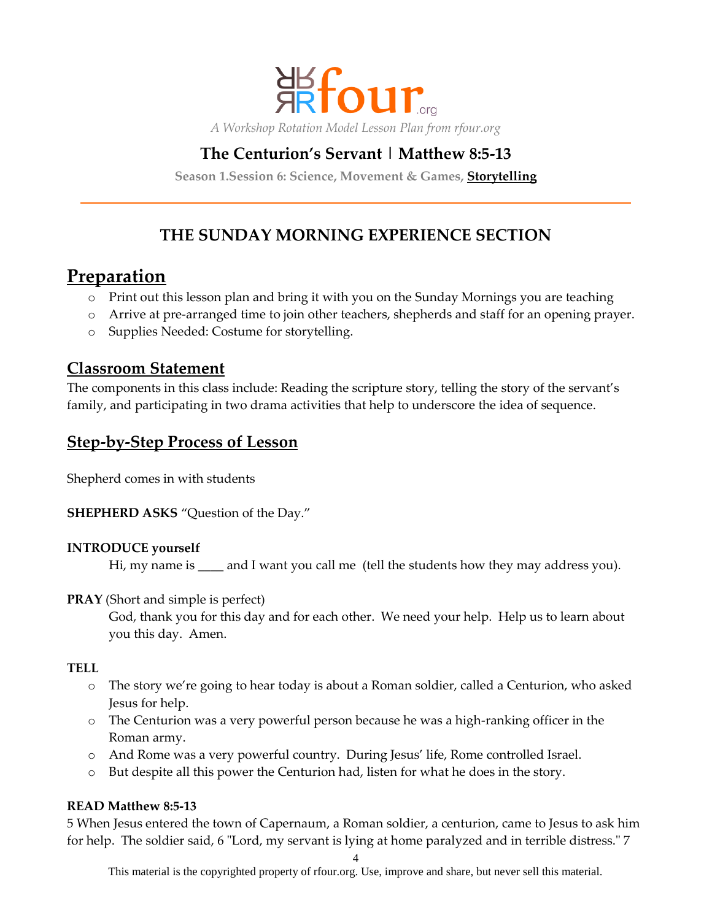rfour.org

*A Workshop Rotation Model Lesson Plan from rfour.org*

## The Centurion's Servant | Matthew 8:5-13

**Season 1.Session 6: Science, Movement & Games, <u>Storytelling</u>**

---

## THE SUNDAY MORNING EXPERIENCE SECTION

# Preparation

- Print out this lesson plan and bring it with you on the Sunday Mornings you are teaching
- Arrive at pre-arranged time to join other teachers, shepherds and staff for an opening prayer.
- Supplies Needed: Costume for storytelling.

## Classroom Statement

The components in this class include: Reading the scripture story, telling the story of the servant's family, and participating in two drama activities that help to underscore the idea of sequence.

## Step-by-Step Process of Lesson

Shepherd comes in with students

**SHEPHERD ASKS** "Question of the Day."

**INTRODUCE yourself**

Hi, my name is ____ and I want you call me (tell the students how they may address you).

**PRAY** (Short and simple is perfect)

God, thank you for this day and for each other. We need your help. Help us to learn about you this day. Amen.

**TELL**

- The story we're going to hear today is about a Roman soldier, called a Centurion, who asked Jesus for help.
- The Centurion was a very powerful person because he was a high-ranking officer in the Roman army.
- And Rome was a very powerful country. During Jesus' life, Rome controlled Israel.
- But despite all this power the Centurion had, listen for what he does in the story.

**READ Matthew 8:5-13**

5 When Jesus entered the town of Capernaum, a Roman soldier, a centurion, came to Jesus to ask him for help. The soldier said, 6 "Lord, my servant is lying at home paralyzed and in terrible distress." 7

This material is the copyrighted property of rfour.org. Use, improve and share, but never sell this material.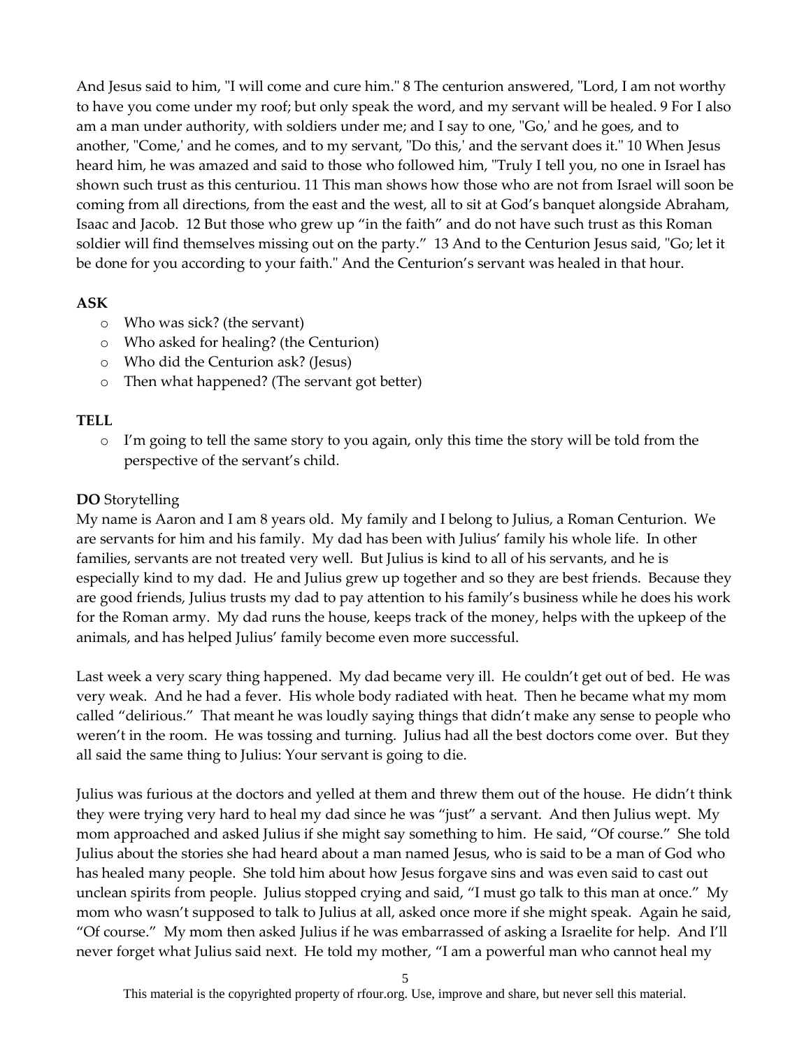And Jesus said to him, "I will come and cure him." 8 The centurion answered, "Lord, I am not worthy to have you come under my roof; but only speak the word, and my servant will be healed. 9 For I also am a man under authority, with soldiers under me; and I say to one, "Go,' and he goes, and to another, "Come,' and he comes, and to my servant, "Do this,' and the servant does it." 10 When Jesus heard him, he was amazed and said to those who followed him, "Truly I tell you, no one in Israel has shown such trust as this centuriou. 11 This man shows how those who are not from Israel will soon be coming from all directions, from the east and the west, all to sit at God's banquet alongside Abraham, Isaac and Jacob. 12 But those who grew up "in the faith" and do not have such trust as this Roman soldier will find themselves missing out on the party." 13 And to the Centurion Jesus said, "Go; let it be done for you according to your faith." And the Centurion's servant was healed in that hour.

**ASK**

- Who was sick? (the servant)
- Who asked for healing? (the Centurion)
- Who did the Centurion ask? (Jesus)
- Then what happened? (The servant got better)

**TELL**

- I'm going to tell the same story to you again, only this time the story will be told from the perspective of the servant's child.

**DO** Storytelling

My name is Aaron and I am 8 years old. My family and I belong to Julius, a Roman Centurion. We are servants for him and his family. My dad has been with Julius' family his whole life. In other families, servants are not treated very well. But Julius is kind to all of his servants, and he is especially kind to my dad. He and Julius grew up together and so they are best friends. Because they are good friends, Julius trusts my dad to pay attention to his family's business while he does his work for the Roman army. My dad runs the house, keeps track of the money, helps with the upkeep of the animals, and has helped Julius' family become even more successful.

Last week a very scary thing happened. My dad became very ill. He couldn't get out of bed. He was very weak. And he had a fever. His whole body radiated with heat. Then he became what my mom called "delirious." That meant he was loudly saying things that didn't make any sense to people who weren't in the room. He was tossing and turning. Julius had all the best doctors come over. But they all said the same thing to Julius: Your servant is going to die.

Julius was furious at the doctors and yelled at them and threw them out of the house. He didn't think they were trying very hard to heal my dad since he was "just" a servant. And then Julius wept. My mom approached and asked Julius if she might say something to him. He said, "Of course." She told Julius about the stories she had heard about a man named Jesus, who is said to be a man of God who has healed many people. She told him about how Jesus forgave sins and was even said to cast out unclean spirits from people. Julius stopped crying and said, "I must go talk to this man at once." My mom who wasn't supposed to talk to Julius at all, asked once more if she might speak. Again he said, "Of course." My mom then asked Julius if he was embarrassed of asking a Israelite for help. And I'll never forget what Julius said next. He told my mother, "I am a powerful man who cannot heal my

This material is the copyrighted property of rfour.org. Use, improve and share, but never sell this material.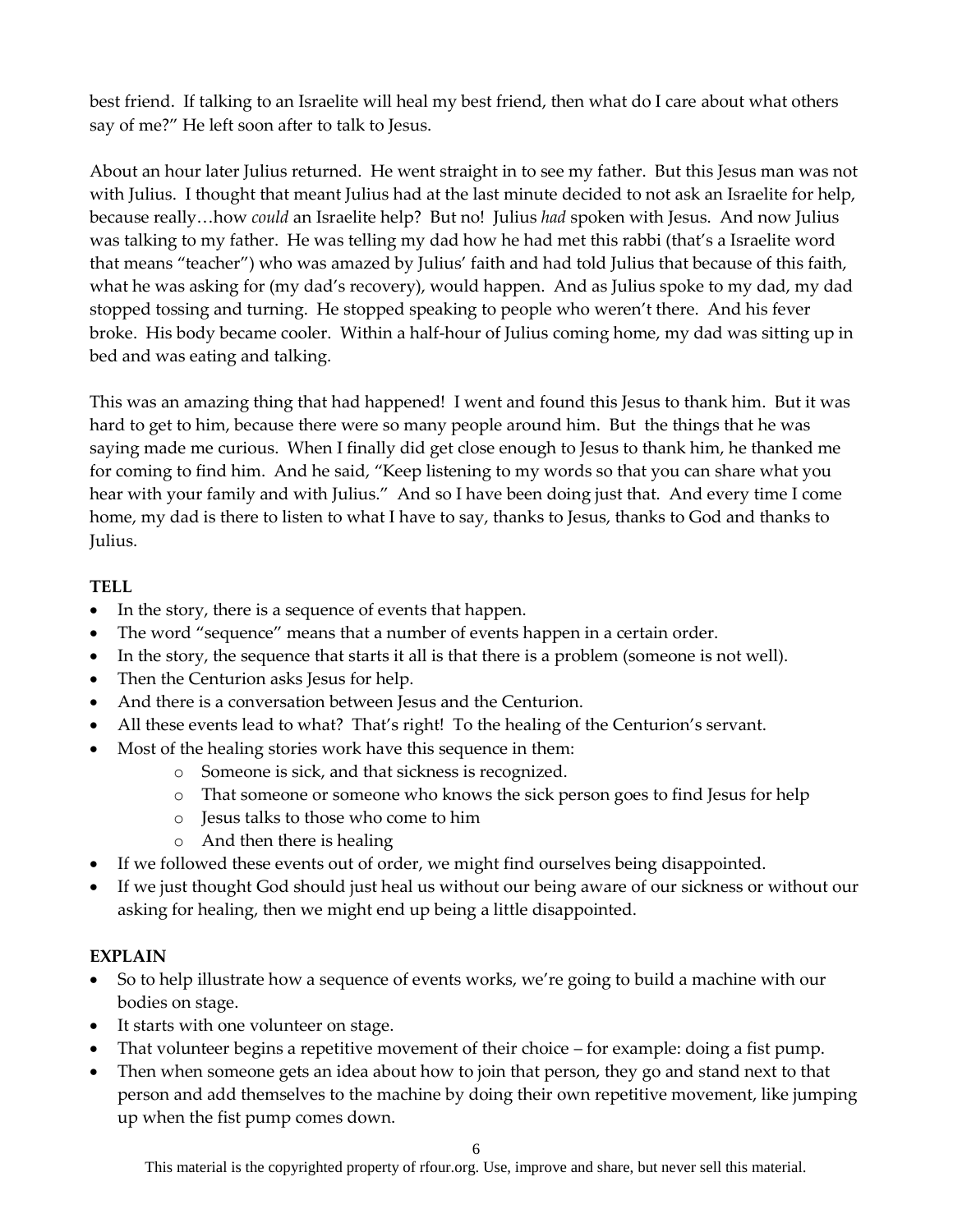best friend. If talking to an Israelite will heal my best friend, then what do I care about what others say of me?" He left soon after to talk to Jesus.

About an hour later Julius returned. He went straight in to see my father. But this Jesus man was not with Julius. I thought that meant Julius had at the last minute decided to not ask an Israelite for help, because really…how *could* an Israelite help? But no! Julius *had* spoken with Jesus. And now Julius was talking to my father. He was telling my dad how he had met this rabbi (that's a Israelite word that means "teacher") who was amazed by Julius' faith and had told Julius that because of this faith, what he was asking for (my dad's recovery), would happen. And as Julius spoke to my dad, my dad stopped tossing and turning. He stopped speaking to people who weren't there. And his fever broke. His body became cooler. Within a half-hour of Julius coming home, my dad was sitting up in bed and was eating and talking.

This was an amazing thing that had happened! I went and found this Jesus to thank him. But it was hard to get to him, because there were so many people around him. But the things that he was saying made me curious. When I finally did get close enough to Jesus to thank him, he thanked me for coming to find him. And he said, "Keep listening to my words so that you can share what you hear with your family and with Julius." And so I have been doing just that. And every time I come home, my dad is there to listen to what I have to say, thanks to Jesus, thanks to God and thanks to Julius.

**TELL**

- In the story, there is a sequence of events that happen.
- The word "sequence" means that a number of events happen in a certain order.
- In the story, the sequence that starts it all is that there is a problem (someone is not well).
- Then the Centurion asks Jesus for help.
- And there is a conversation between Jesus and the Centurion.
- All these events lead to what? That's right! To the healing of the Centurion's servant.
- Most of the healing stories work have this sequence in them:
    - Someone is sick, and that sickness is recognized.
    - That someone or someone who knows the sick person goes to find Jesus for help
    - Jesus talks to those who come to him
    - And then there is healing
- If we followed these events out of order, we might find ourselves being disappointed.
- If we just thought God should just heal us without our being aware of our sickness or without our asking for healing, then we might end up being a little disappointed.

**EXPLAIN**

- So to help illustrate how a sequence of events works, we're going to build a machine with our bodies on stage.
- It starts with one volunteer on stage.
- That volunteer begins a repetitive movement of their choice – for example: doing a fist pump.
- Then when someone gets an idea about how to join that person, they go and stand next to that person and add themselves to the machine by doing their own repetitive movement, like jumping up when the fist pump comes down.

This material is the copyrighted property of rfour.org. Use, improve and share, but never sell this material.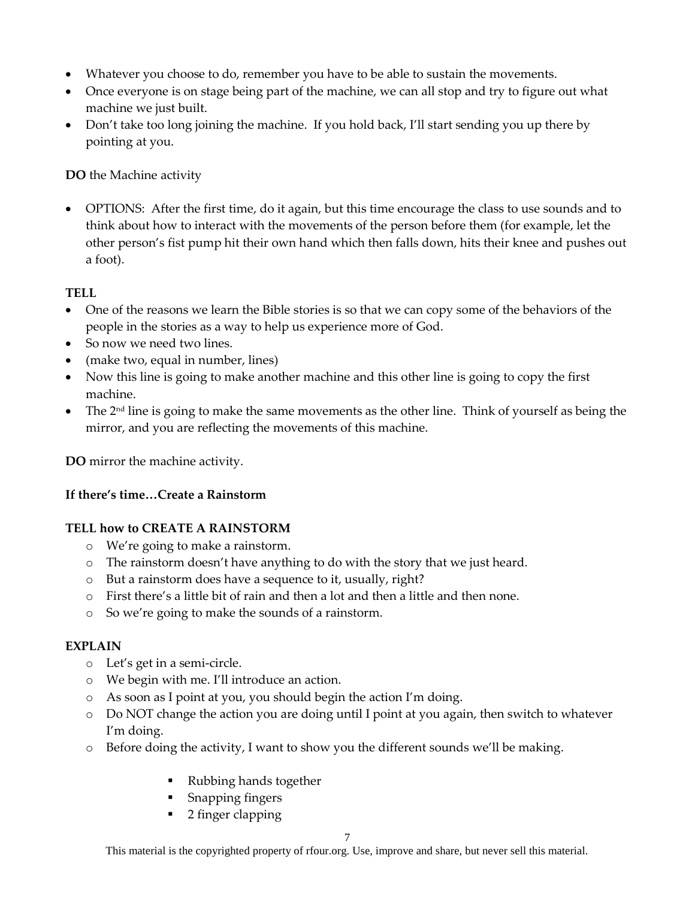- Whatever you choose to do, remember you have to be able to sustain the movements.
- Once everyone is on stage being part of the machine, we can all stop and try to figure out what machine we just built.
- Don't take too long joining the machine. If you hold back, I'll start sending you up there by pointing at you.

**DO** the Machine activity

- OPTIONS: After the first time, do it again, but this time encourage the class to use sounds and to think about how to interact with the movements of the person before them (for example, let the other person's fist pump hit their own hand which then falls down, hits their knee and pushes out a foot).

**TELL**

- One of the reasons we learn the Bible stories is so that we can copy some of the behaviors of the people in the stories as a way to help us experience more of God.
- So now we need two lines.
- (make two, equal in number, lines)
- Now this line is going to make another machine and this other line is going to copy the first machine.
- The 2nd line is going to make the same movements as the other line. Think of yourself as being the mirror, and you are reflecting the movements of this machine.

**DO** mirror the machine activity.

**If there's time…Create a Rainstorm**

**TELL how to CREATE A RAINSTORM**

- We're going to make a rainstorm.
- The rainstorm doesn't have anything to do with the story that we just heard.
- But a rainstorm does have a sequence to it, usually, right?
- First there's a little bit of rain and then a lot and then a little and then none.
- So we're going to make the sounds of a rainstorm.

**EXPLAIN**

- Let's get in a semi-circle.
- We begin with me. I'll introduce an action.
- As soon as I point at you, you should begin the action I'm doing.
- Do NOT change the action you are doing until I point at you again, then switch to whatever I'm doing.
- Before doing the activity, I want to show you the different sounds we'll be making.
    - Rubbing hands together
    - Snapping fingers
    - 2 finger clapping

This material is the copyrighted property of rfour.org. Use, improve and share, but never sell this material.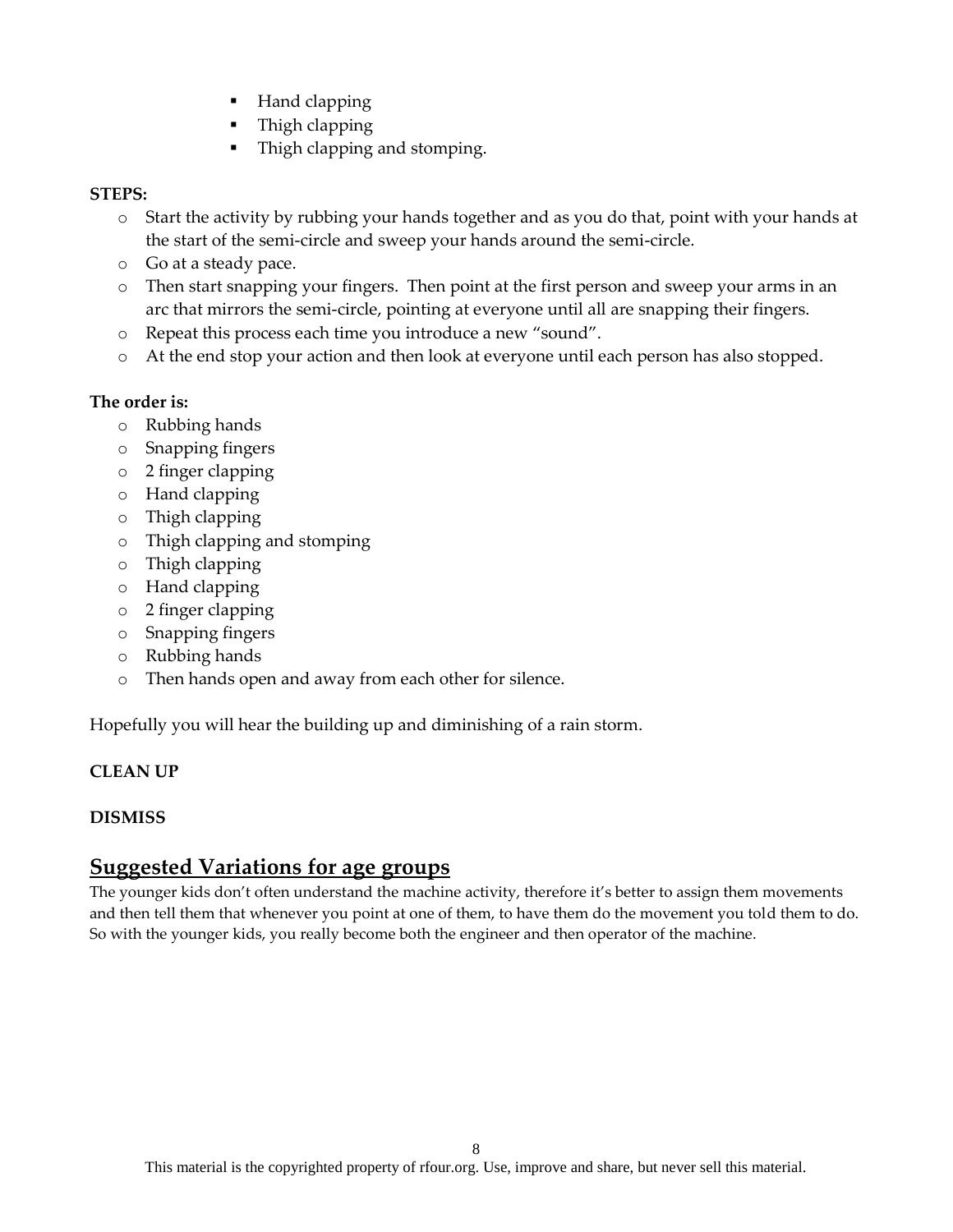- Hand clapping
   - Thigh clapping
   - Thigh clapping and stomping.

**STEPS:**

- Start the activity by rubbing your hands together and as you do that, point with your hands at the start of the semi-circle and sweep your hands around the semi-circle.
- Go at a steady pace.
- Then start snapping your fingers. Then point at the first person and sweep your arms in an arc that mirrors the semi-circle, pointing at everyone until all are snapping their fingers.
- Repeat this process each time you introduce a new "sound".
- At the end stop your action and then look at everyone until each person has also stopped.

**The order is:**

- Rubbing hands
- Snapping fingers
- 2 finger clapping
- Hand clapping
- Thigh clapping
- Thigh clapping and stomping
- Thigh clapping
- Hand clapping
- 2 finger clapping
- Snapping fingers
- Rubbing hands
- Then hands open and away from each other for silence.

Hopefully you will hear the building up and diminishing of a rain storm.

**CLEAN UP**

**DISMISS**

## Suggested Variations for age groups

The younger kids don't often understand the machine activity, therefore it's better to assign them movements and then tell them that whenever you point at one of them, to have them do the movement you told them to do. So with the younger kids, you really become both the engineer and then operator of the machine.

This material is the copyrighted property of rfour.org. Use, improve and share, but never sell this material.